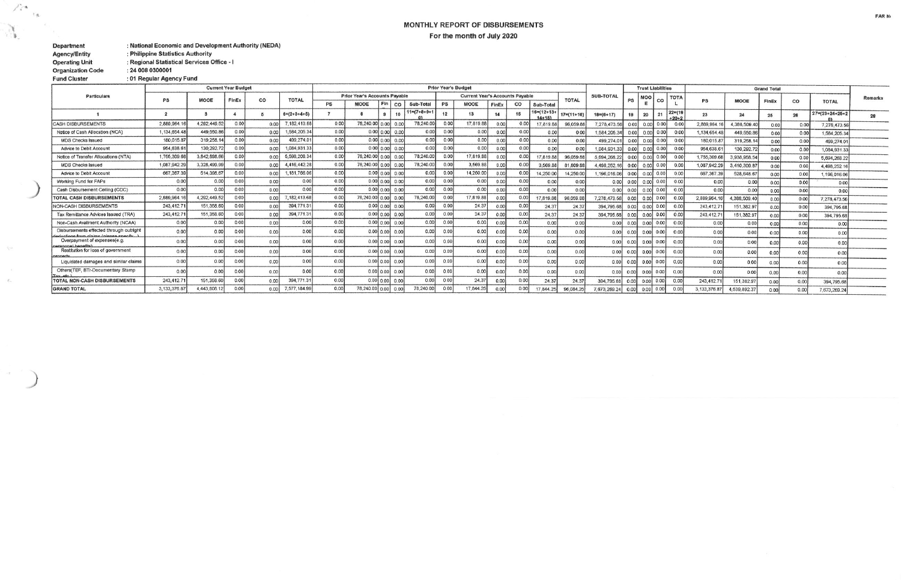# MONTHLY REPORT OF DISBURSEMENTS

## For the month of July 2020

**Department** : National Economic and Development Authority (NEDA)
**Agency/Entity** : Philippine Statistics Authority
**Operating Unit** : Regional Statistical Services Office - I
**Organization Code** : 24 008 0300001
**Fund Cluster** : 01 Regular Agency Fund

| Particulars | Current Year Budget | | | | | Prior Year's Budget | | | | | | | | | | | | SUB-TOTAL | Trust Liabilities | | | | Grand Total | | | | | Remarks |
|---|---|---|---|---|---|---|---|---|---|---|---|---|---|---|---|---|---|---|---|---|---|---|---|---|---|---|---|---|
| | PS | MOOE | FinEx | CO | TOTAL | Prior Year's Accounts Payable | | | | | Current Year's Accounts Payable | | | | | TOTAL | | | PS | MOOE | CO | TOTAL | PS | MOOE | FinEx | CO | TOTAL | |
| | | | | | | PS | MOOE | Fin | CO | Sub-Total | PS | MOOE | FinEx | CO | Sub-Total | | | | | | | | | | | | | |
| 1 | 2 | 3 | 4 | 5 | 6=(2+3+4+5) | 7 | 8 | 9 | 10 | 11=(7+8+9+10) | 12 | 13 | 14 | 15 | 16=(12+13+14+15) | 17=(11+16) | 18=(6+17) | | 19 | 20 | 21 | 22=(19+20+21) | 23 | 24 | 25 | 26 | 27=(23+24+25+26) | 28 |
| CASH DISBURSEMENTS | 2,889,964.16 | 4,292,449.52 | 0.00 | 0.00 | 7,182,413.68 | 0.00 | 78,240.00 | 0.00 | 0.00 | 78,240.00 | 0.00 | 17,819.88 | 0.00 | 0.00 | 17,819.88 | 96,059.88 | 7,278,473.56 | | 0.00 | 0.00 | 0.00 | 0.00 | 2,889,964.16 | 4,388,509.40 | 0.00 | 0.00 | 7,278,473.56 | |
| Notice of Cash Allocation (NCA) | 1,134,654.48 | 449,550.86 | 0.00 | 0.00 | 1,584,205.34 | 0.00 | 0.00 | 0.00 | 0.00 | 0.00 | 0.00 | 0.00 | 0.00 | 0.00 | 0.00 | 0.00 | 1,584,205.34 | | 0.00 | 0.00 | 0.00 | 0.00 | 1,134,654.48 | 449,550.86 | 0.00 | 0.00 | 1,584,205.34 | |
| MDS Checks Issued | 180,015.87 | 319,258.14 | 0.00 | 0.00 | 499,274.01 | 0.00 | 0.00 | 0.00 | 0.00 | 0.00 | 0.00 | 0.00 | 0.00 | 0.00 | 0.00 | 0.00 | 499,274.01 | | 0.00 | 0.00 | 0.00 | 0.00 | 180,015.87 | 319,258.14 | 0.00 | 0.00 | 499,274.01 | |
| Advice to Debit Account | 954,638.61 | 130,292.72 | 0.00 | 0.00 | 1,084,931.33 | 0.00 | 0.00 | 0.00 | 0.00 | 0.00 | 0.00 | 0.00 | 0.00 | 0.00 | 0.00 | 0.00 | 1,084,931.33 | | 0.00 | 0.00 | 0.00 | 0.00 | 954,638.61 | 130,292.72 | 0.00 | 0.00 | 1,084,931.33 | |
| Notice of Transfer Allocations (NTA) | 1,755,309.68 | 3,842,898.66 | 0.00 | 0.00 | 5,598,208.34 | 0.00 | 78,240.00 | 0.00 | 0.00 | 78,240.00 | 0.00 | 17,819.88 | 0.00 | 0.00 | 17,819.88 | 96,059.88 | 5,694,268.22 | | 0.00 | 0.00 | 0.00 | 0.00 | 1,755,309.68 | 3,938,958.54 | 0.00 | 0.00 | 5,694,268.22 | |
| MDS Checks Issued | 1,087,942.29 | 3,328,499.99 | 0.00 | 0.00 | 4,416,442.28 | 0.00 | 78,240.00 | 0.00 | 0.00 | 78,240.00 | 0.00 | 3,569.88 | 0.00 | 0.00 | 3,569.88 | 81,809.88 | 4,498,252.16 | | 0.00 | 0.00 | 0.00 | 0.00 | 1,087,942.29 | 3,410,309.87 | 0.00 | 0.00 | 4,498,252.16 | |
| Advice to Debit Account | 667,367.39 | 514,398.67 | 0.00 | 0.00 | 1,181,766.06 | 0.00 | 0.00 | 0.00 | 0.00 | 0.00 | 0.00 | 14,250.00 | 0.00 | 0.00 | 14,250.00 | 14,250.00 | 1,196,016.06 | | 0.00 | 0.00 | 0.00 | 0.00 | 667,367.39 | 528,648.67 | 0.00 | 0.00 | 1,196,016.06 | |
| Working Fund for FAPs | 0.00 | 0.00 | 0.00 | 0.00 | 0.00 | 0.00 | 0.00 | 0.00 | 0.00 | 0.00 | 0.00 | 0.00 | 0.00 | 0.00 | 0.00 | 0.00 | 0.00 | | 0.00 | 0.00 | 0.00 | 0.00 | 0.00 | 0.00 | 0.00 | 0.00 | 0.00 | |
| Cash Disbursement Ceiling (CDC) | 0.00 | 0.00 | 0.00 | 0.00 | 0.00 | 0.00 | 0.00 | 0.00 | 0.00 | 0.00 | 0.00 | 0.00 | 0.00 | 0.00 | 0.00 | 0.00 | 0.00 | | 0.00 | 0.00 | 0.00 | 0.00 | 0.00 | 0.00 | 0.00 | 0.00 | 0.00 | |
| TOTAL CASH DISBURSEMENTS | 2,889,964.16 | 4,292,449.52 | 0.00 | 0.00 | 7,182,413.68 | 0.00 | 78,240.00 | 0.00 | 0.00 | 78,240.00 | 0.00 | 17,819.88 | 0.00 | 0.00 | 17,819.88 | 96,059.88 | 7,278,473.56 | | 0.00 | 0.00 | 0.00 | 0.00 | 2,889,964.16 | 4,388,509.40 | 0.00 | 0.00 | 7,278,473.56 | |
| NON-CASH DISBURSEMENTS | 243,412.71 | 151,358.60 | 0.00 | 0.00 | 394,771.31 | 0.00 | 0.00 | 0.00 | 0.00 | 0.00 | 0.00 | 24.37 | 0.00 | 0.00 | 24.37 | 24.37 | 394,795.68 | | 0.00 | 0.00 | 0.00 | 0.00 | 243,412.71 | 151,382.97 | 0.00 | 0.00 | 394,795.68 | |
| Tax Remittance Advices Issued (TRA) | 243,412.71 | 151,358.60 | 0.00 | 0.00 | 394,771.31 | 0.00 | 0.00 | 0.00 | 0.00 | 0.00 | 0.00 | 24.37 | 0.00 | 0.00 | 24.37 | 24.37 | 394,795.68 | | 0.00 | 0.00 | 0.00 | 0.00 | 243,412.71 | 151,382.97 | 0.00 | 0.00 | 394,795.68 | |
| Non-Cash Availment Authority (NCAA) | 0.00 | 0.00 | 0.00 | 0.00 | 0.00 | 0.00 | 0.00 | 0.00 | 0.00 | 0.00 | 0.00 | 0.00 | 0.00 | 0.00 | 0.00 | 0.00 | 0.00 | | 0.00 | 0.00 | 0.00 | 0.00 | 0.00 | 0.00 | 0.00 | 0.00 | 0.00 | |
| Disbursements effected through outright deductions from claims (please specify...) | 0.00 | 0.00 | 0.00 | 0.00 | 0.00 | 0.00 | 0.00 | 0.00 | 0.00 | 0.00 | 0.00 | 0.00 | 0.00 | 0.00 | 0.00 | 0.00 | 0.00 | | 0.00 | 0.00 | 0.00 | 0.00 | 0.00 | 0.00 | 0.00 | 0.00 | 0.00 | |
| Overpayment of expenses(e.g. personnel benefits) | 0.00 | 0.00 | 0.00 | 0.00 | 0.00 | 0.00 | 0.00 | 0.00 | 0.00 | 0.00 | 0.00 | 0.00 | 0.00 | 0.00 | 0.00 | 0.00 | 0.00 | | 0.00 | 0.00 | 0.00 | 0.00 | 0.00 | 0.00 | 0.00 | 0.00 | 0.00 | |
| Restitution for loss of government property | 0.00 | 0.00 | 0.00 | 0.00 | 0.00 | 0.00 | 0.00 | 0.00 | 0.00 | 0.00 | 0.00 | 0.00 | 0.00 | 0.00 | 0.00 | 0.00 | 0.00 | | 0.00 | 0.00 | 0.00 | 0.00 | 0.00 | 0.00 | 0.00 | 0.00 | 0.00 | |
| Liquidated damages and similar claims | 0.00 | 0.00 | 0.00 | 0.00 | 0.00 | 0.00 | 0.00 | 0.00 | 0.00 | 0.00 | 0.00 | 0.00 | 0.00 | 0.00 | 0.00 | 0.00 | 0.00 | | 0.00 | 0.00 | 0.00 | 0.00 | 0.00 | 0.00 | 0.00 | 0.00 | 0.00 | |
| Others(TEF, BTr-Documentary Stamp Tax, etc.) | 0.00 | 0.00 | 0.00 | 0.00 | 0.00 | 0.00 | 0.00 | 0.00 | 0.00 | 0.00 | 0.00 | 0.00 | 0.00 | 0.00 | 0.00 | 0.00 | 0.00 | | 0.00 | 0.00 | 0.00 | 0.00 | 0.00 | 0.00 | 0.00 | 0.00 | 0.00 | |
| TOTAL NON-CASH DISBURSEMENTS | 243,412.71 | 151,358.60 | 0.00 | 0.00 | 394,771.31 | 0.00 | 0.00 | 0.00 | 0.00 | 0.00 | 0.00 | 24.37 | 0.00 | 0.00 | 24.37 | 24.37 | 394,795.68 | | 0.00 | 0.00 | 0.00 | 0.00 | 243,412.71 | 151,382.97 | 0.00 | 0.00 | 394,795.68 | |
| GRAND TOTAL | 3,133,376.87 | 4,443,808.12 | 0.00 | 0.00 | 7,577,184.99 | 0.00 | 78,240.00 | 0.00 | 0.00 | 78,240.00 | 0.00 | 17,844.25 | 0.00 | 0.00 | 17,844.25 | 96,084.25 | 7,673,269.24 | | 0.00 | 0.00 | 0.00 | 0.00 | 3,133,376.87 | 4,539,892.37 | 0.00 | 0.00 | 7,673,269.24 | |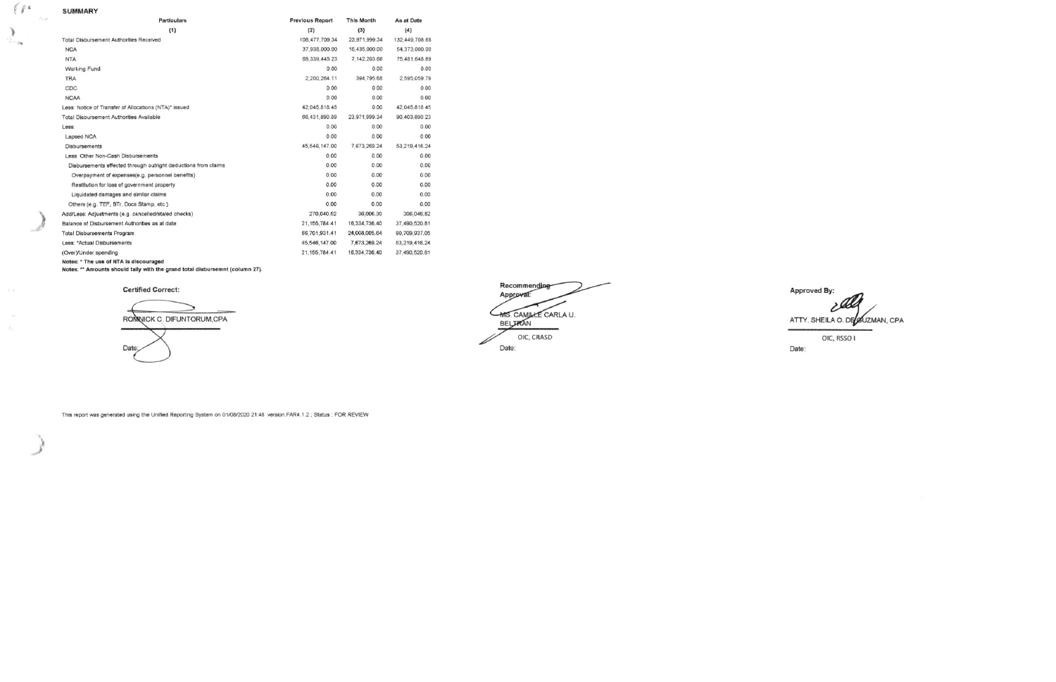## SUMMARY

| Particulars | Previous Report | This Month | As at Date |
|---|---|---|---|
| (1) | (2) | (3) | (4) |
| Total Disbursement Authorities Received | 108,477,709.34 | 23,971,999.34 | 132,449,708.68 |
| NCA | 37,938,000.00 | 16,435,000.00 | 54,373,000.00 |
| NTA | 68,339,445.23 | 7,142,203.66 | 75,481,648.89 |
| Working Fund | 0.00 | 0.00 | 0.00 |
| TRA | 2,200,264.11 | 394,795.68 | 2,595,059.79 |
| CDC | 0.00 | 0.00 | 0.00 |
| NCAA | 0.00 | 0.00 | 0.00 |
| Less: Notice of Transfer of Allocations (NTA)* issued | 42,045,818.45 | 0.00 | 42,045,818.45 |
| Total Disbursement Authorities Available | 66,431,890.89 | 23,971,999.34 | 90,403,890.23 |
| Less: | 0.00 | 0.00 | 0.00 |
| Lapsed NCA | 0.00 | 0.00 | 0.00 |
| Disbursements | 45,546,147.00 | 7,673,269.24 | 53,219,416.24 |
| Less: Other Non-Cash Disbursements | 0.00 | 0.00 | 0.00 |
| Disbursements effected through outright deductions from claims | 0.00 | 0.00 | 0.00 |
| Overpayment of expenses(e.g. personnel benefits) | 0.00 | 0.00 | 0.00 |
| Restitution for loss of government property | 0.00 | 0.00 | 0.00 |
| Liquidated damages and similar claims | 0.00 | 0.00 | 0.00 |
| Others (e.g. TEF, BTr, Docs Stamp, etc.) | 0.00 | 0.00 | 0.00 |
| Add/Less: Adjustments (e.g. cancelled/staled checks) | 270,040.52 | 36,006.30 | 306,046.82 |
| Balance of Disbursement Authorities as at date | 21,155,784.41 | 16,334,736.40 | 37,490,520.81 |
| Total Disbursements Program | 66,701,931.41 | 24,008,005.64 | 90,709,937.05 |
| Less: *Actual Disbursements | 45,546,147.00 | 7,673,269.24 | 53,219,416.24 |
| (Over)/Under spending | 21,155,784.41 | 16,334,736.40 | 37,490,520.81 |

**Notes: * The use of NTA is discouraged**

**Notes: ** Amounts should tally with the grand total disbursemnt (column 27).**

**Certified Correct:**

ROMNICK C. DIFUNTORUM,CPA

Date:

**Recommending Approval:**

MS. CAMILLE CARLA U. BELTRAN

OIC, CRASD

Date:

**Approved By:**

ATTY. SHEILA O. DE GUZMAN, CPA

OIC, RSSO I

Date:

This report was generated using the Unified Reporting System on 01/08/2020 21:48 version.FAR4.1.2 ; Status : FOR REVIEW